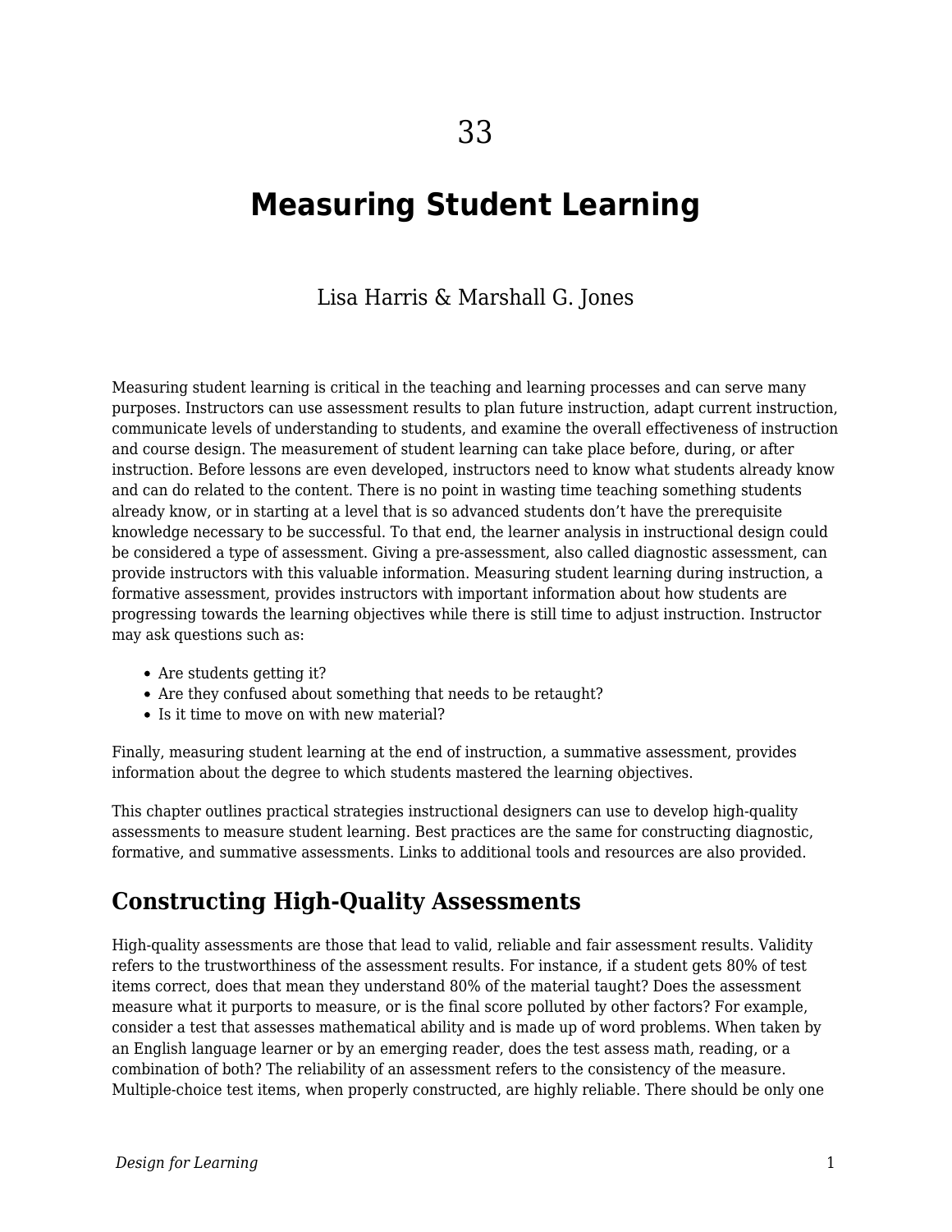# 33

# Measuring Student Learning

Lisa Harris & Marshall G. Jones

Measuring student learning is critical in the teaching and learning processes and can serve many purposes. Instructors can use assessment results to plan future instruction, adapt current instruction, communicate levels of understanding to students, and examine the overall effectiveness of instruction and course design. The measurement of student learning can take place before, during, or after instruction. Before lessons are even developed, instructors need to know what students already know and can do related to the content. There is no point in wasting time teaching something students already know, or in starting at a level that is so advanced students don't have the prerequisite knowledge necessary to be successful. To that end, the learner analysis in instructional design could be considered a type of assessment. Giving a pre-assessment, also called diagnostic assessment, can provide instructors with this valuable information. Measuring student learning during instruction, a formative assessment, provides instructors with important information about how students are progressing towards the learning objectives while there is still time to adjust instruction. Instructor may ask questions such as:

- Are students getting it?
- Are they confused about something that needs to be retaught?
- Is it time to move on with new material?

Finally, measuring student learning at the end of instruction, a summative assessment, provides information about the degree to which students mastered the learning objectives.

This chapter outlines practical strategies instructional designers can use to develop high-quality assessments to measure student learning. Best practices are the same for constructing diagnostic, formative, and summative assessments. Links to additional tools and resources are also provided.

## Constructing High-Quality Assessments

High-quality assessments are those that lead to valid, reliable and fair assessment results. Validity refers to the trustworthiness of the assessment results. For instance, if a student gets 80% of test items correct, does that mean they understand 80% of the material taught? Does the assessment measure what it purports to measure, or is the final score polluted by other factors? For example, consider a test that assesses mathematical ability and is made up of word problems. When taken by an English language learner or by an emerging reader, does the test assess math, reading, or a combination of both? The reliability of an assessment refers to the consistency of the measure. Multiple-choice test items, when properly constructed, are highly reliable. There should be only one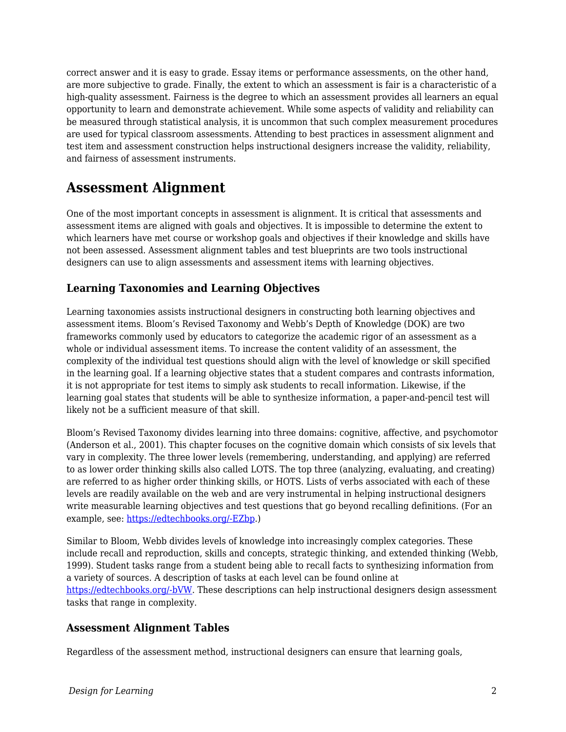correct answer and it is easy to grade. Essay items or performance assessments, on the other hand, are more subjective to grade. Finally, the extent to which an assessment is fair is a characteristic of a high-quality assessment. Fairness is the degree to which an assessment provides all learners an equal opportunity to learn and demonstrate achievement. While some aspects of validity and reliability can be measured through statistical analysis, it is uncommon that such complex measurement procedures are used for typical classroom assessments. Attending to best practices in assessment alignment and test item and assessment construction helps instructional designers increase the validity, reliability, and fairness of assessment instruments.

## Assessment Alignment

One of the most important concepts in assessment is alignment. It is critical that assessments and assessment items are aligned with goals and objectives. It is impossible to determine the extent to which learners have met course or workshop goals and objectives if their knowledge and skills have not been assessed. Assessment alignment tables and test blueprints are two tools instructional designers can use to align assessments and assessment items with learning objectives.

### Learning Taxonomies and Learning Objectives

Learning taxonomies assists instructional designers in constructing both learning objectives and assessment items. Bloom's Revised Taxonomy and Webb's Depth of Knowledge (DOK) are two frameworks commonly used by educators to categorize the academic rigor of an assessment as a whole or individual assessment items. To increase the content validity of an assessment, the complexity of the individual test questions should align with the level of knowledge or skill specified in the learning goal. If a learning objective states that a student compares and contrasts information, it is not appropriate for test items to simply ask students to recall information. Likewise, if the learning goal states that students will be able to synthesize information, a paper-and-pencil test will likely not be a sufficient measure of that skill.

Bloom's Revised Taxonomy divides learning into three domains: cognitive, affective, and psychomotor (Anderson et al., 2001). This chapter focuses on the cognitive domain which consists of six levels that vary in complexity. The three lower levels (remembering, understanding, and applying) are referred to as lower order thinking skills also called LOTS. The top three (analyzing, evaluating, and creating) are referred to as higher order thinking skills, or HOTS. Lists of verbs associated with each of these levels are readily available on the web and are very instrumental in helping instructional designers write measurable learning objectives and test questions that go beyond recalling definitions. (For an example, see: [https://edtechbooks.org/-EZbp](https://edtechbooks.org/-EZbp).)

Similar to Bloom, Webb divides levels of knowledge into increasingly complex categories. These include recall and reproduction, skills and concepts, strategic thinking, and extended thinking (Webb, 1999). Student tasks range from a student being able to recall facts to synthesizing information from a variety of sources. A description of tasks at each level can be found online at [https://edtechbooks.org/-bVW](https://edtechbooks.org/-bVW). These descriptions can help instructional designers design assessment tasks that range in complexity.

### Assessment Alignment Tables

Regardless of the assessment method, instructional designers can ensure that learning goals,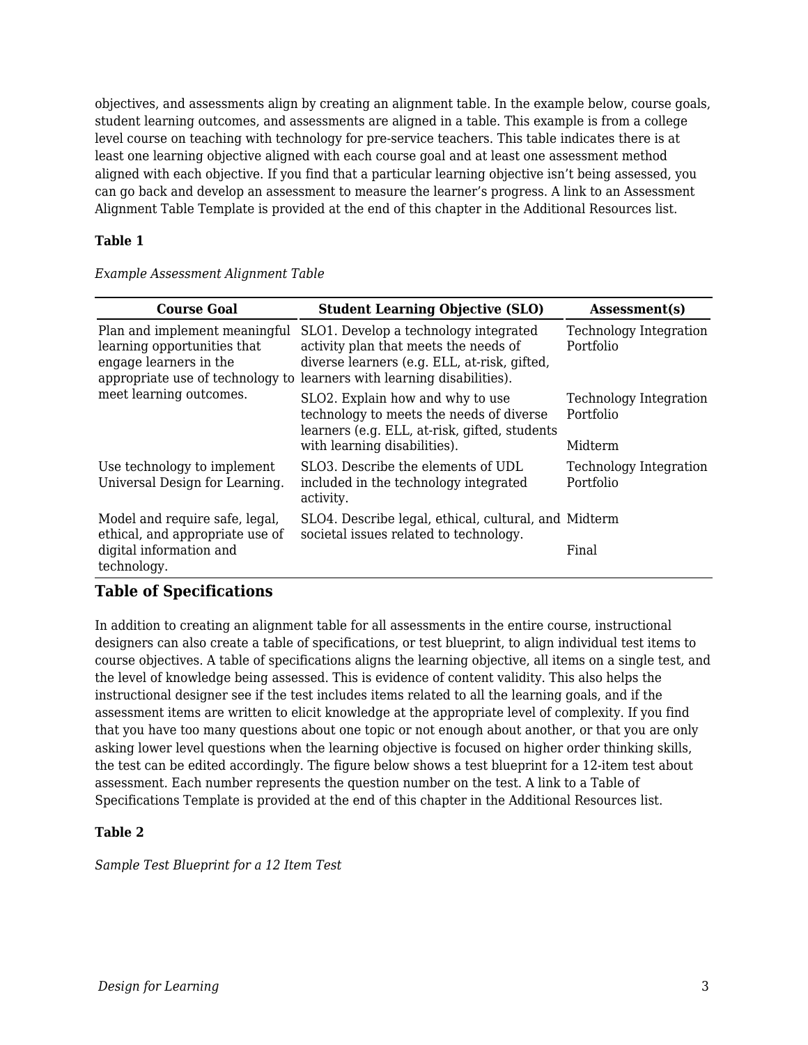objectives, and assessments align by creating an alignment table. In the example below, course goals, student learning outcomes, and assessments are aligned in a table. This example is from a college level course on teaching with technology for pre-service teachers. This table indicates there is at least one learning objective aligned with each course goal and at least one assessment method aligned with each objective. If you find that a particular learning objective isn't being assessed, you can go back and develop an assessment to measure the learner's progress. A link to an Assessment Alignment Table Template is provided at the end of this chapter in the Additional Resources list.

**Table 1**

*Example Assessment Alignment Table*

| Course Goal | Student Learning Objective (SLO) | Assessment(s) |
|---|---|---|
| Plan and implement meaningful learning opportunities that engage learners in the appropriate use of technology to meet learning outcomes. | SLO1. Develop a technology integrated activity plan that meets the needs of diverse learners (e.g. ELL, at-risk, gifted, learners with learning disabilities). | Technology Integration Portfolio |
| | SLO2. Explain how and why to use technology to meets the needs of diverse learners (e.g. ELL, at-risk, gifted, students with learning disabilities). | Technology Integration Portfolio<br><br>Midterm |
| Use technology to implement Universal Design for Learning. | SLO3. Describe the elements of UDL included in the technology integrated activity. | Technology Integration Portfolio |
| Model and require safe, legal, ethical, and appropriate use of digital information and technology. | SLO4. Describe legal, ethical, cultural, and societal issues related to technology. | Midterm<br><br>Final |

## Table of Specifications

In addition to creating an alignment table for all assessments in the entire course, instructional designers can also create a table of specifications, or test blueprint, to align individual test items to course objectives. A table of specifications aligns the learning objective, all items on a single test, and the level of knowledge being assessed. This is evidence of content validity. This also helps the instructional designer see if the test includes items related to all the learning goals, and if the assessment items are written to elicit knowledge at the appropriate level of complexity. If you find that you have too many questions about one topic or not enough about another, or that you are only asking lower level questions when the learning objective is focused on higher order thinking skills, the test can be edited accordingly. The figure below shows a test blueprint for a 12-item test about assessment. Each number represents the question number on the test. A link to a Table of Specifications Template is provided at the end of this chapter in the Additional Resources list.

**Table 2**

*Sample Test Blueprint for a 12 Item Test*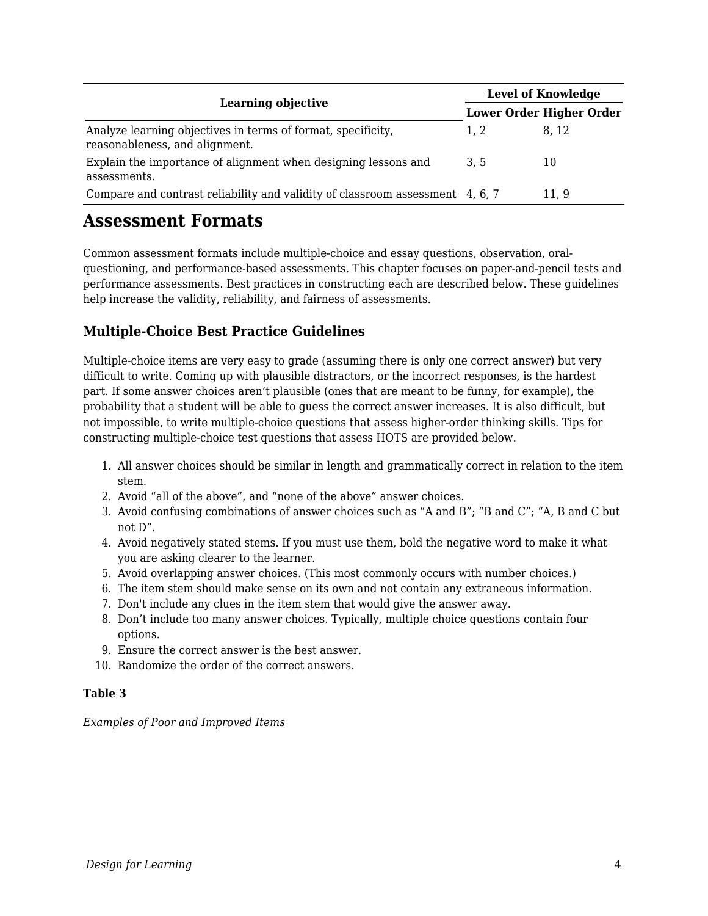| Learning objective | Level of Knowledge | |
|---|---|---|
| | Lower Order | Higher Order |
| Analyze learning objectives in terms of format, specificity, reasonableness, and alignment. | 1, 2 | 8, 12 |
| Explain the importance of alignment when designing lessons and assessments. | 3, 5 | 10 |
| Compare and contrast reliability and validity of classroom assessment | 4, 6, 7 | 11, 9 |

## Assessment Formats

Common assessment formats include multiple-choice and essay questions, observation, oral-questioning, and performance-based assessments. This chapter focuses on paper-and-pencil tests and performance assessments. Best practices in constructing each are described below. These guidelines help increase the validity, reliability, and fairness of assessments.

### Multiple-Choice Best Practice Guidelines

Multiple-choice items are very easy to grade (assuming there is only one correct answer) but very difficult to write. Coming up with plausible distractors, or the incorrect responses, is the hardest part. If some answer choices aren't plausible (ones that are meant to be funny, for example), the probability that a student will be able to guess the correct answer increases. It is also difficult, but not impossible, to write multiple-choice questions that assess higher-order thinking skills. Tips for constructing multiple-choice test questions that assess HOTS are provided below.

1. All answer choices should be similar in length and grammatically correct in relation to the item stem.
2. Avoid "all of the above", and "none of the above" answer choices.
3. Avoid confusing combinations of answer choices such as "A and B"; "B and C"; "A, B and C but not D".
4. Avoid negatively stated stems. If you must use them, bold the negative word to make it what you are asking clearer to the learner.
5. Avoid overlapping answer choices. (This most commonly occurs with number choices.)
6. The item stem should make sense on its own and not contain any extraneous information.
7. Don't include any clues in the item stem that would give the answer away.
8. Don't include too many answer choices. Typically, multiple choice questions contain four options.
9. Ensure the correct answer is the best answer.
10. Randomize the order of the correct answers.

**Table 3**

*Examples of Poor and Improved Items*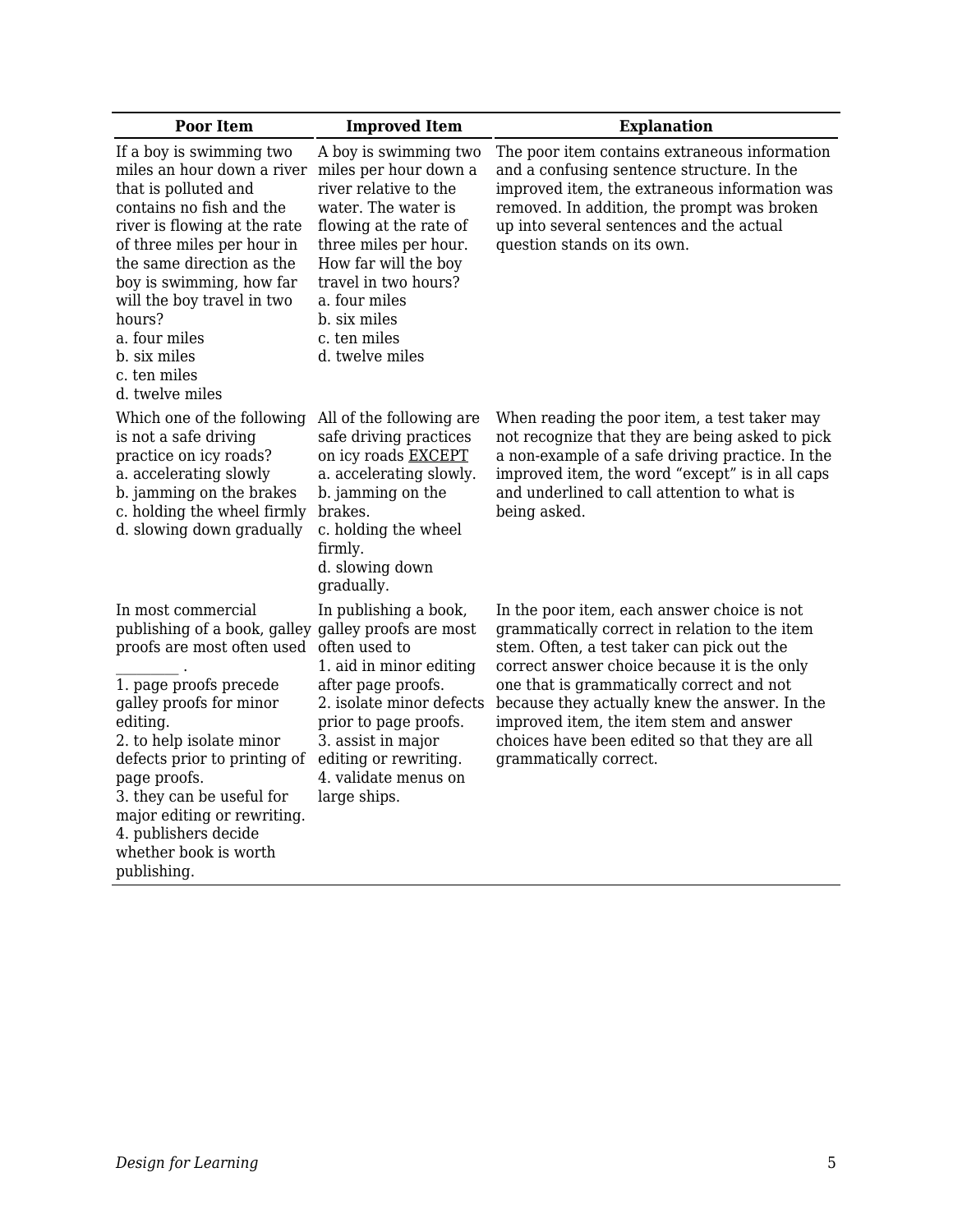| Poor Item | Improved Item | Explanation |
| --- | --- | --- |
| If a boy is swimming two miles an hour down a river that is polluted and contains no fish and the river is flowing at the rate of three miles per hour in the same direction as the boy is swimming, how far will the boy travel in two hours?<br>a. four miles<br>b. six miles<br>c. ten miles<br>d. twelve miles | A boy is swimming two miles per hour down a river relative to the water. The water is flowing at the rate of three miles per hour. How far will the boy travel in two hours?<br>a. four miles<br>b. six miles<br>c. ten miles<br>d. twelve miles | The poor item contains extraneous information and a confusing sentence structure. In the improved item, the extraneous information was removed. In addition, the prompt was broken up into several sentences and the actual question stands on its own. |
| Which one of the following is not a safe driving practice on icy roads?<br>a. accelerating slowly<br>b. jamming on the brakes<br>c. holding the wheel firmly<br>d. slowing down gradually | All of the following are safe driving practices on icy roads <u>EXCEPT</u><br>a. accelerating slowly.<br>b. jamming on the brakes.<br>c. holding the wheel firmly.<br>d. slowing down gradually. | When reading the poor item, a test taker may not recognize that they are being asked to pick a non-example of a safe driving practice. In the improved item, the word “except” is in all caps and underlined to call attention to what is being asked. |
| In most commercial publishing of a book, galley proofs are most often used ________ .<br>1. page proofs precede galley proofs for minor editing.<br>2. to help isolate minor defects prior to printing of page proofs.<br>3. they can be useful for major editing or rewriting.<br>4. publishers decide whether book is worth publishing. | In publishing a book, galley proofs are most often used to<br>1. aid in minor editing after page proofs.<br>2. isolate minor defects prior to page proofs.<br>3. assist in major editing or rewriting.<br>4. validate menus on large ships. | In the poor item, each answer choice is not grammatically correct in relation to the item stem. Often, a test taker can pick out the correct answer choice because it is the only one that is grammatically correct and not because they actually knew the answer. In the improved item, the item stem and answer choices have been edited so that they are all grammatically correct. |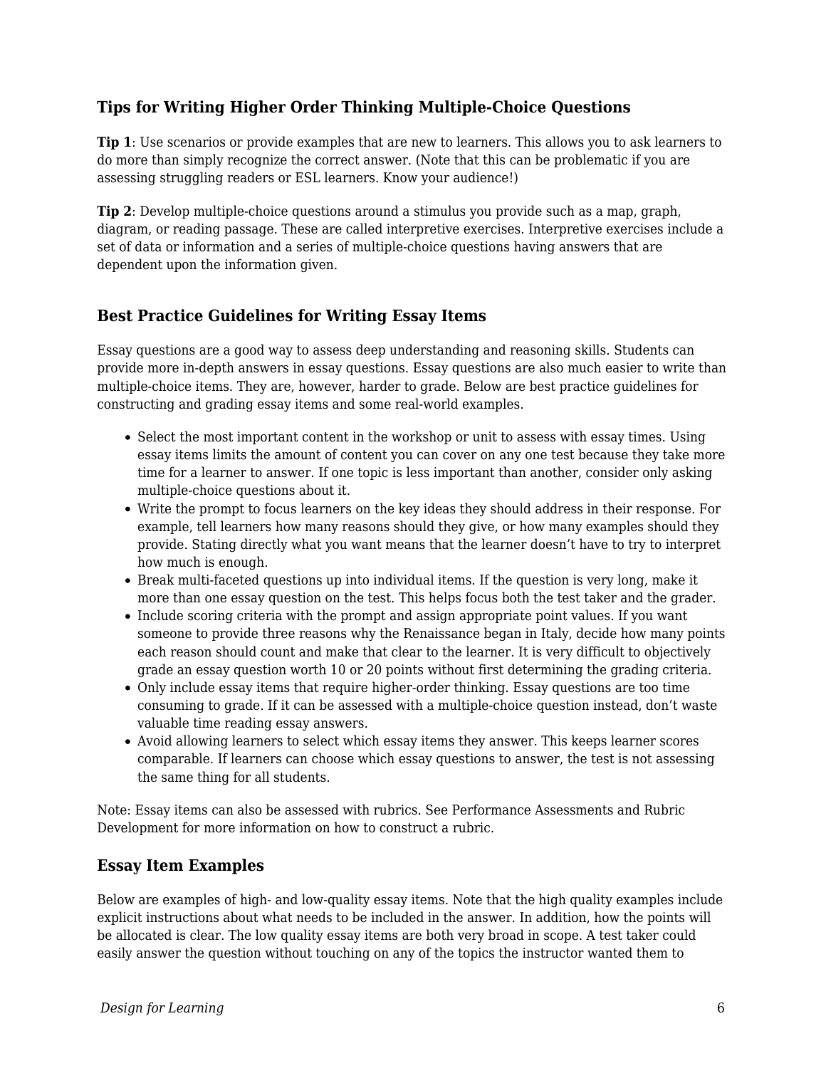### Tips for Writing Higher Order Thinking Multiple-Choice Questions

**Tip 1**: Use scenarios or provide examples that are new to learners. This allows you to ask learners to do more than simply recognize the correct answer. (Note that this can be problematic if you are assessing struggling readers or ESL learners. Know your audience!)

**Tip 2**: Develop multiple-choice questions around a stimulus you provide such as a map, graph, diagram, or reading passage. These are called interpretive exercises. Interpretive exercises include a set of data or information and a series of multiple-choice questions having answers that are dependent upon the information given.

### Best Practice Guidelines for Writing Essay Items

Essay questions are a good way to assess deep understanding and reasoning skills. Students can provide more in-depth answers in essay questions. Essay questions are also much easier to write than multiple-choice items. They are, however, harder to grade. Below are best practice guidelines for constructing and grading essay items and some real-world examples.

- Select the most important content in the workshop or unit to assess with essay times. Using essay items limits the amount of content you can cover on any one test because they take more time for a learner to answer. If one topic is less important than another, consider only asking multiple-choice questions about it.
- Write the prompt to focus learners on the key ideas they should address in their response. For example, tell learners how many reasons should they give, or how many examples should they provide. Stating directly what you want means that the learner doesn't have to try to interpret how much is enough.
- Break multi-faceted questions up into individual items. If the question is very long, make it more than one essay question on the test. This helps focus both the test taker and the grader.
- Include scoring criteria with the prompt and assign appropriate point values. If you want someone to provide three reasons why the Renaissance began in Italy, decide how many points each reason should count and make that clear to the learner. It is very difficult to objectively grade an essay question worth 10 or 20 points without first determining the grading criteria.
- Only include essay items that require higher-order thinking. Essay questions are too time consuming to grade. If it can be assessed with a multiple-choice question instead, don't waste valuable time reading essay answers.
- Avoid allowing learners to select which essay items they answer. This keeps learner scores comparable. If learners can choose which essay questions to answer, the test is not assessing the same thing for all students.

Note: Essay items can also be assessed with rubrics. See Performance Assessments and Rubric Development for more information on how to construct a rubric.

### Essay Item Examples

Below are examples of high- and low-quality essay items. Note that the high quality examples include explicit instructions about what needs to be included in the answer. In addition, how the points will be allocated is clear. The low quality essay items are both very broad in scope. A test taker could easily answer the question without touching on any of the topics the instructor wanted them to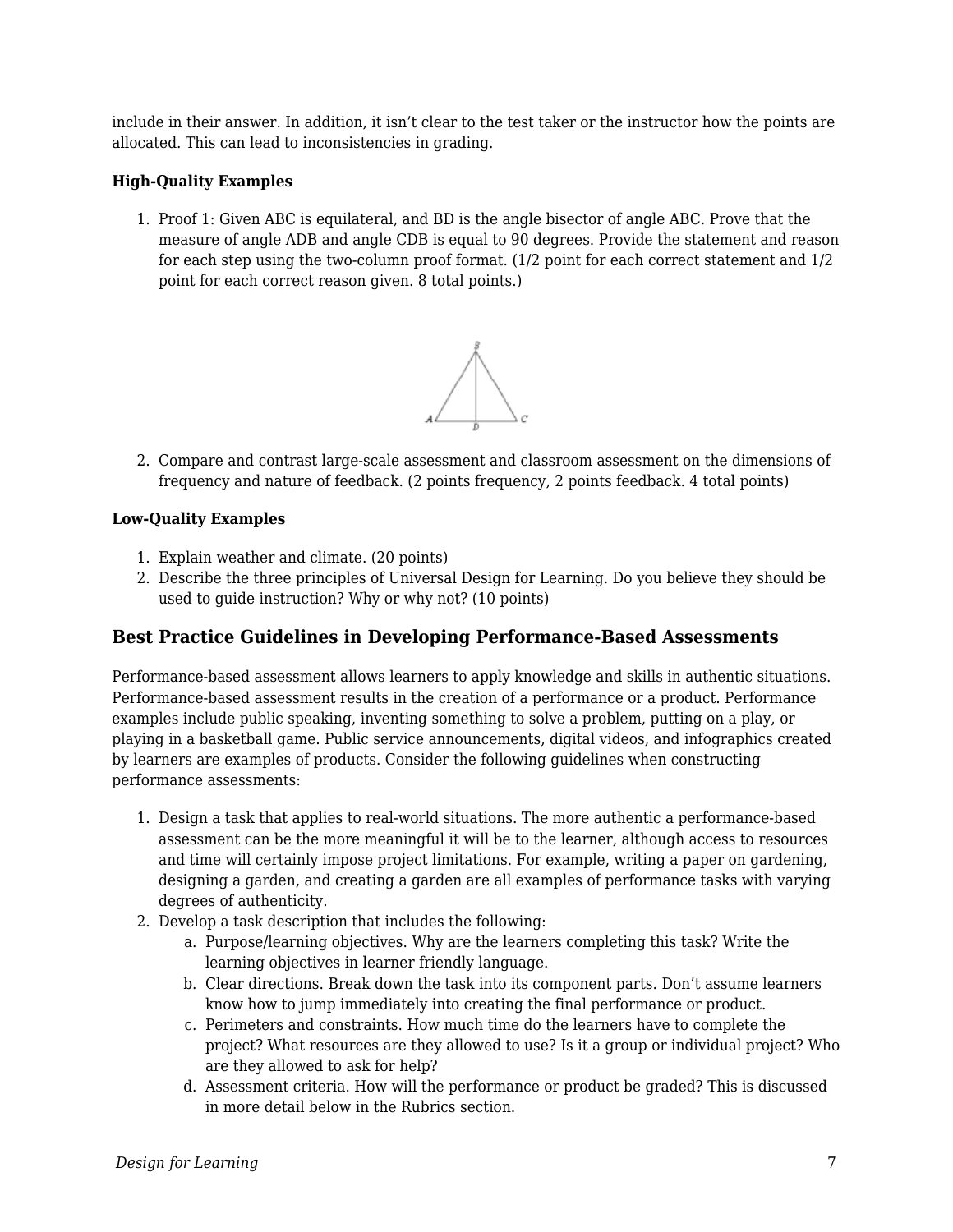include in their answer. In addition, it isn't clear to the test taker or the instructor how the points are allocated. This can lead to inconsistencies in grading.

**High-Quality Examples**

1. Proof 1: Given ABC is equilateral, and BD is the angle bisector of angle ABC. Prove that the measure of angle ADB and angle CDB is equal to 90 degrees. Provide the statement and reason for each step using the two-column proof format. (1/2 point for each correct statement and 1/2 point for each correct reason given. 8 total points.)

B
A D C

2. Compare and contrast large-scale assessment and classroom assessment on the dimensions of frequency and nature of feedback. (2 points frequency, 2 points feedback. 4 total points)

**Low-Quality Examples**

1. Explain weather and climate. (20 points)
2. Describe the three principles of Universal Design for Learning. Do you believe they should be used to guide instruction? Why or why not? (10 points)

### Best Practice Guidelines in Developing Performance-Based Assessments

Performance-based assessment allows learners to apply knowledge and skills in authentic situations. Performance-based assessment results in the creation of a performance or a product. Performance examples include public speaking, inventing something to solve a problem, putting on a play, or playing in a basketball game. Public service announcements, digital videos, and infographics created by learners are examples of products. Consider the following guidelines when constructing performance assessments:

1. Design a task that applies to real-world situations. The more authentic a performance-based assessment can be the more meaningful it will be to the learner, although access to resources and time will certainly impose project limitations. For example, writing a paper on gardening, designing a garden, and creating a garden are all examples of performance tasks with varying degrees of authenticity.
2. Develop a task description that includes the following:
    a. Purpose/learning objectives. Why are the learners completing this task? Write the learning objectives in learner friendly language.
    b. Clear directions. Break down the task into its component parts. Don't assume learners know how to jump immediately into creating the final performance or product.
    c. Perimeters and constraints. How much time do the learners have to complete the project? What resources are they allowed to use? Is it a group or individual project? Who are they allowed to ask for help?
    d. Assessment criteria. How will the performance or product be graded? This is discussed in more detail below in the Rubrics section.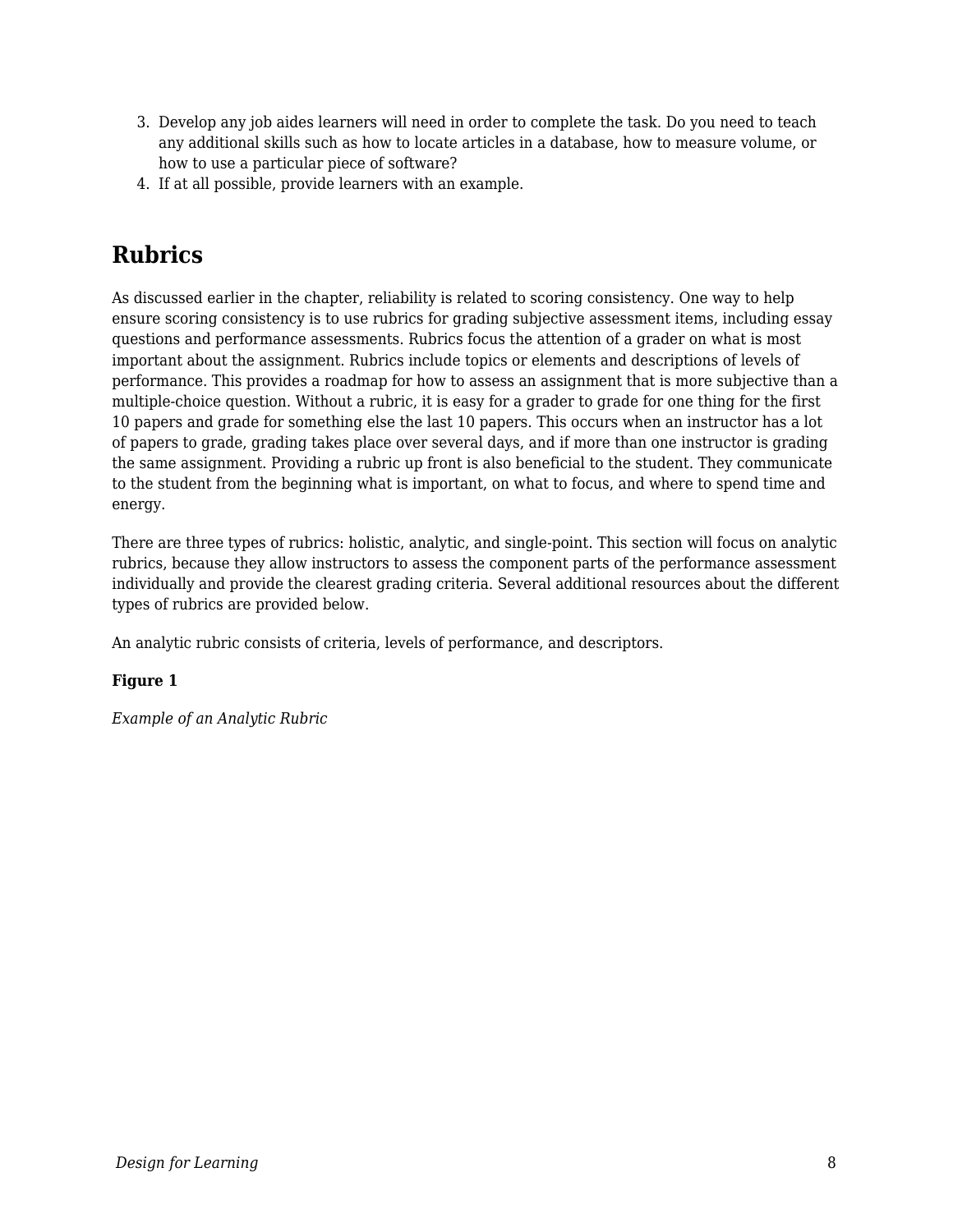3. Develop any job aides learners will need in order to complete the task. Do you need to teach any additional skills such as how to locate articles in a database, how to measure volume, or how to use a particular piece of software?
4. If at all possible, provide learners with an example.

## Rubrics

As discussed earlier in the chapter, reliability is related to scoring consistency. One way to help ensure scoring consistency is to use rubrics for grading subjective assessment items, including essay questions and performance assessments. Rubrics focus the attention of a grader on what is most important about the assignment. Rubrics include topics or elements and descriptions of levels of performance. This provides a roadmap for how to assess an assignment that is more subjective than a multiple-choice question. Without a rubric, it is easy for a grader to grade for one thing for the first 10 papers and grade for something else the last 10 papers. This occurs when an instructor has a lot of papers to grade, grading takes place over several days, and if more than one instructor is grading the same assignment. Providing a rubric up front is also beneficial to the student. They communicate to the student from the beginning what is important, on what to focus, and where to spend time and energy.

There are three types of rubrics: holistic, analytic, and single-point. This section will focus on analytic rubrics, because they allow instructors to assess the component parts of the performance assessment individually and provide the clearest grading criteria. Several additional resources about the different types of rubrics are provided below.

An analytic rubric consists of criteria, levels of performance, and descriptors.

**Figure 1**

*Example of an Analytic Rubric*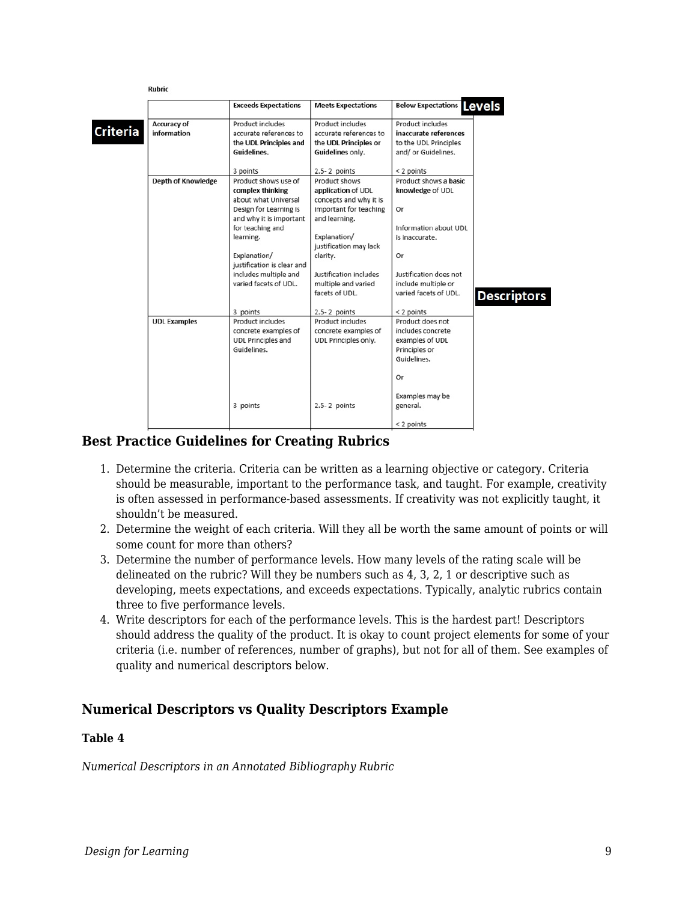Rubric

| | Exceeds Expectations | Meets Expectations | Below Expectations |
|---|---|---|---|
| Accuracy of information | Product includes accurate references to the **UDL Principles and Guidelines**. 3 points | Product includes accurate references to the **UDL Principles or Guidelines** only. 2.5- 2 points | Product includes **inaccurate references** to the UDL Principles and/ or Guidelines. < 2 points |
| Depth of Knowledge | Product shows use of **complex thinking** about what Universal Design for Learning is and why it is important for teaching and learning. Explanation/ justification is clear and includes multiple and varied facets of UDL. 3 points | Product shows **application** of UDL concepts and why it is important for teaching and learning. Explanation/ justification may lack clarity. Justification includes multiple and varied facets of UDL. 2.5- 2 points | Product shows a **basic knowledge** of UDL Or Information about UDL is inaccurate. Or Justification does not include multiple or varied facets of UDL. < 2 points |
| UDL Examples | Product includes concrete examples of UDL Principles and Guidelines. 3 points | Product includes concrete examples of UDL Principles only. 2.5- 2 points | Product does not includes concrete examples of UDL Principles or Guidelines. Or Examples may be general. < 2 points |

Criteria

Levels

Descriptors

### Best Practice Guidelines for Creating Rubrics

1. Determine the criteria. Criteria can be written as a learning objective or category. Criteria should be measurable, important to the performance task, and taught. For example, creativity is often assessed in performance-based assessments. If creativity was not explicitly taught, it shouldn't be measured.
2. Determine the weight of each criteria. Will they all be worth the same amount of points or will some count for more than others?
3. Determine the number of performance levels. How many levels of the rating scale will be delineated on the rubric? Will they be numbers such as 4, 3, 2, 1 or descriptive such as developing, meets expectations, and exceeds expectations. Typically, analytic rubrics contain three to five performance levels.
4. Write descriptors for each of the performance levels. This is the hardest part! Descriptors should address the quality of the product. It is okay to count project elements for some of your criteria (i.e. number of references, number of graphs), but not for all of them. See examples of quality and numerical descriptors below.

### Numerical Descriptors vs Quality Descriptors Example

**Table 4**

*Numerical Descriptors in an Annotated Bibliography Rubric*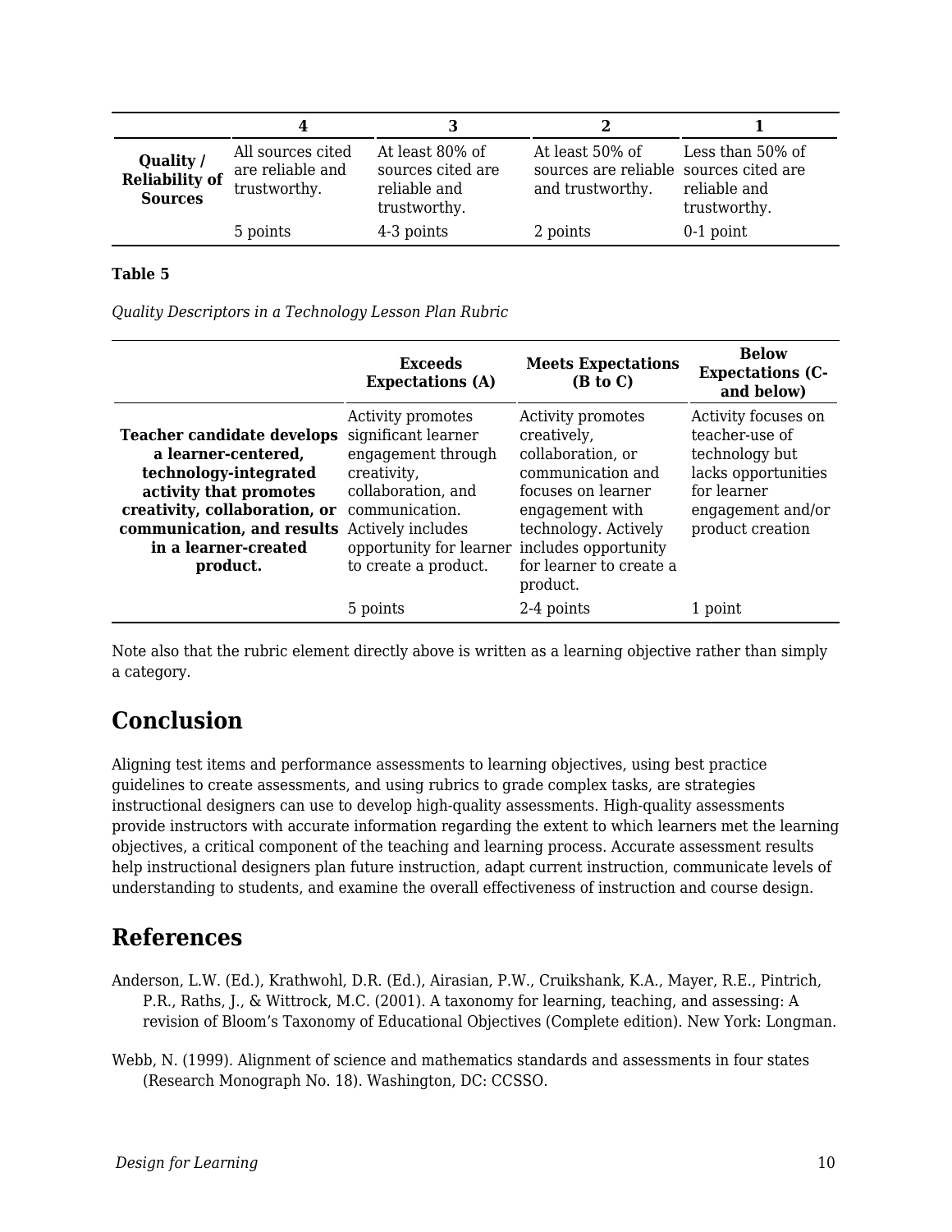| | 4 | 3 | 2 | 1 |
|---|---|---|---|---|
| **Quality / Reliability of Sources** | All sources cited are reliable and trustworthy. | At least 80% of sources cited are reliable and trustworthy. | At least 50% of sources are reliable and trustworthy. | Less than 50% of sources cited are reliable and trustworthy. |
| | 5 points | 4-3 points | 2 points | 0-1 point |

**Table 5**

*Quality Descriptors in a Technology Lesson Plan Rubric*

| | Exceeds Expectations (A) | Meets Expectations (B to C) | Below Expectations (C- and below) |
|---|---|---|---|
| **Teacher candidate develops a learner-centered, technology-integrated activity that promotes creativity, collaboration, or communication, and results in a learner-created product.** | Activity promotes significant learner engagement through creativity, collaboration, and communication. Actively includes opportunity for learner to create a product. | Activity promotes creatively, collaboration, or communication and focuses on learner engagement with technology. Actively includes opportunity for learner to create a product. | Activity focuses on teacher-use of technology but lacks opportunities for learner engagement and/or product creation |
| | 5 points | 2-4 points | 1 point |

Note also that the rubric element directly above is written as a learning objective rather than simply a category.

## Conclusion

Aligning test items and performance assessments to learning objectives, using best practice guidelines to create assessments, and using rubrics to grade complex tasks, are strategies instructional designers can use to develop high-quality assessments. High-quality assessments provide instructors with accurate information regarding the extent to which learners met the learning objectives, a critical component of the teaching and learning process. Accurate assessment results help instructional designers plan future instruction, adapt current instruction, communicate levels of understanding to students, and examine the overall effectiveness of instruction and course design.

## References

Anderson, L.W. (Ed.), Krathwohl, D.R. (Ed.), Airasian, P.W., Cruikshank, K.A., Mayer, R.E., Pintrich, P.R., Raths, J., & Wittrock, M.C. (2001). A taxonomy for learning, teaching, and assessing: A revision of Bloom's Taxonomy of Educational Objectives (Complete edition). New York: Longman.

Webb, N. (1999). Alignment of science and mathematics standards and assessments in four states (Research Monograph No. 18). Washington, DC: CCSSO.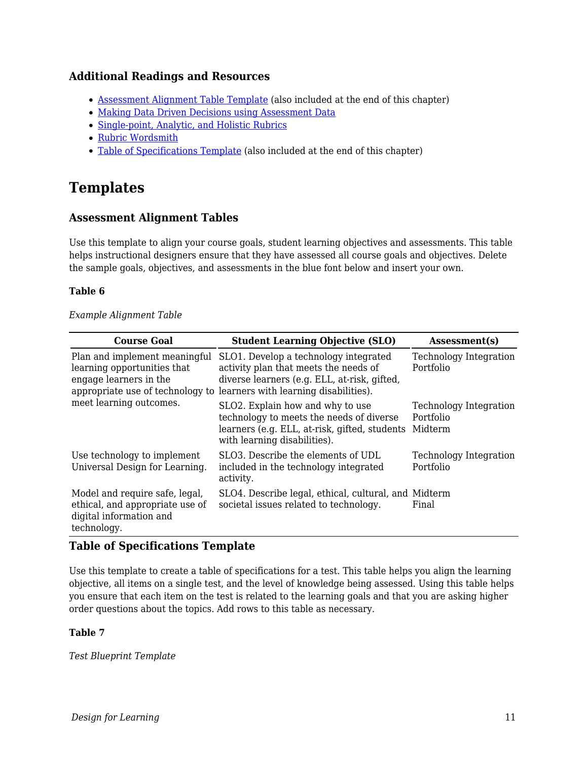### Additional Readings and Resources

- Assessment Alignment Table Template (also included at the end of this chapter)
- Making Data Driven Decisions using Assessment Data
- Single-point, Analytic, and Holistic Rubrics
- Rubric Wordsmith
- Table of Specifications Template (also included at the end of this chapter)

## Templates

### Assessment Alignment Tables

Use this template to align your course goals, student learning objectives and assessments. This table helps instructional designers ensure that they have assessed all course goals and objectives. Delete the sample goals, objectives, and assessments in the blue font below and insert your own.

**Table 6**

*Example Alignment Table*

| Course Goal | Student Learning Objective (SLO) | Assessment(s) |
|---|---|---|
| Plan and implement meaningful learning opportunities that engage learners in the appropriate use of technology to meet learning outcomes. | SLO1. Develop a technology integrated activity plan that meets the needs of diverse learners (e.g. ELL, at-risk, gifted, learners with learning disabilities). | Technology Integration Portfolio |
| | SLO2. Explain how and why to use technology to meets the needs of diverse learners (e.g. ELL, at-risk, gifted, students with learning disabilities). | Technology Integration Portfolio<br>Midterm |
| Use technology to implement Universal Design for Learning. | SLO3. Describe the elements of UDL included in the technology integrated activity. | Technology Integration Portfolio |
| Model and require safe, legal, ethical, and appropriate use of digital information and technology. | SLO4. Describe legal, ethical, cultural, and societal issues related to technology. | Midterm<br>Final |

### Table of Specifications Template

Use this template to create a table of specifications for a test. This table helps you align the learning objective, all items on a single test, and the level of knowledge being assessed. Using this table helps you ensure that each item on the test is related to the learning goals and that you are asking higher order questions about the topics. Add rows to this table as necessary.

**Table 7**

*Test Blueprint Template*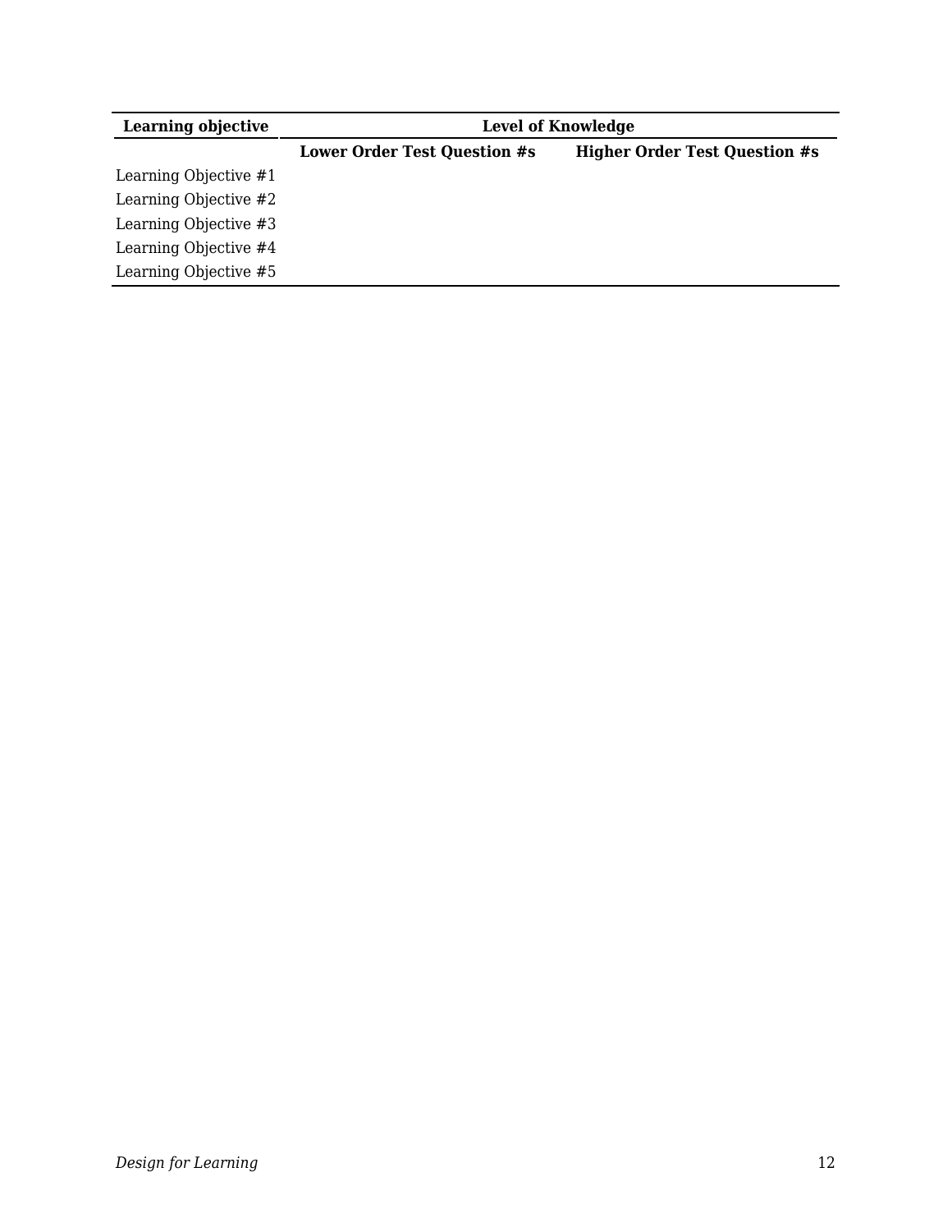| Learning objective | Level of Knowledge | |
|---|---|---|
| | **Lower Order Test Question #s** | **Higher Order Test Question #s** |
| Learning Objective #1 | | |
| Learning Objective #2 | | |
| Learning Objective #3 | | |
| Learning Objective #4 | | |
| Learning Objective #5 | | |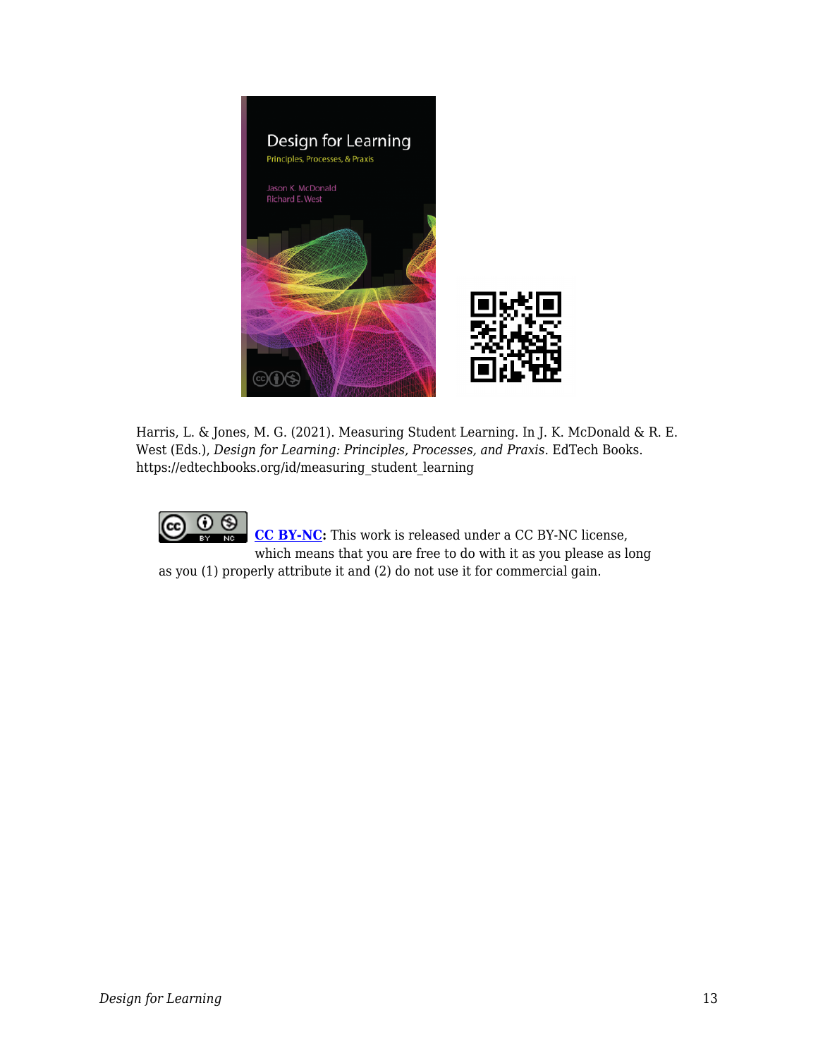Harris, L. & Jones, M. G. (2021). Measuring Student Learning. In J. K. McDonald & R. E. West (Eds.), *Design for Learning: Principles, Processes, and Praxis*. EdTech Books. https://edtechbooks.org/id/measuring_student_learning

**CC BY-NC:** This work is released under a CC BY-NC license, which means that you are free to do with it as you please as long as you (1) properly attribute it and (2) do not use it for commercial gain.